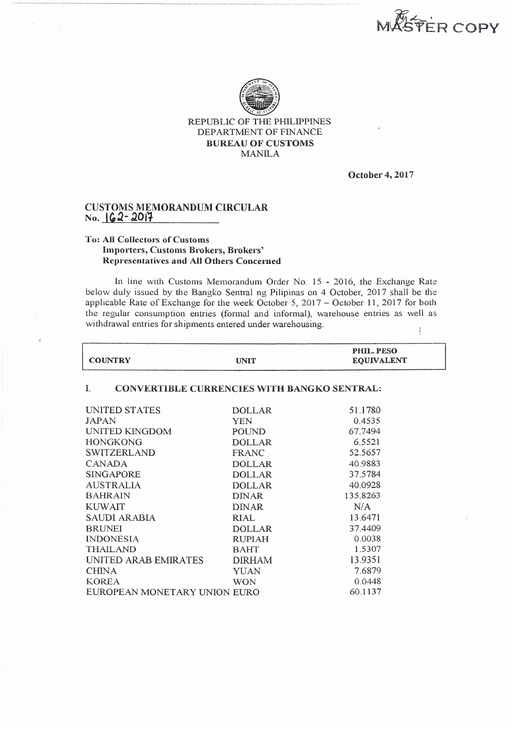MASTER COPY

REPUBLIC OF THE PHILIPPINES
DEPARTMENT OF FINANCE
**BUREAU OF CUSTOMS**
MANILA

**October 4, 2017**

## CUSTOMS MEMORANDUM CIRCULAR
**No. 162-2017**

**To: All Collectors of Customs**
**Importers, Customs Brokers, Brokers' Representatives and All Others Concerned**

In line with Customs Memorandum Order No. 15 - 2016, the Exchange Rate below duly issued by the Bangko Sentral ng Pilipinas on 4 October, 2017 shall be the applicable Rate of Exchange for the week October 5, 2017 – October 11, 2017 for both the regular consumption entries (formal and informal), warehouse entries as well as withdrawal entries for shipments entered under warehousing.

| COUNTRY | UNIT | PHIL. PESO EQUIVALENT |
|---|---|---|
| **I. CONVERTIBLE CURRENCIES WITH BANGKO SENTRAL:** | | |
| UNITED STATES | DOLLAR | 51.1780 |
| JAPAN | YEN | 0.4535 |
| UNITED KINGDOM | POUND | 67.7494 |
| HONGKONG | DOLLAR | 6.5521 |
| SWITZERLAND | FRANC | 52.5657 |
| CANADA | DOLLAR | 40.9883 |
| SINGAPORE | DOLLAR | 37.5784 |
| AUSTRALIA | DOLLAR | 40.0928 |
| BAHRAIN | DINAR | 135.8263 |
| KUWAIT | DINAR | N/A |
| SAUDI ARABIA | RIAL | 13.6471 |
| BRUNEI | DOLLAR | 37.4409 |
| INDONESIA | RUPIAH | 0.0038 |
| THAILAND | BAHT | 1.5307 |
| UNITED ARAB EMIRATES | DIRHAM | 13.9351 |
| CHINA | YUAN | 7.6879 |
| KOREA | WON | 0.0448 |
| EUROPEAN MONETARY UNION | EURO | 60.1137 |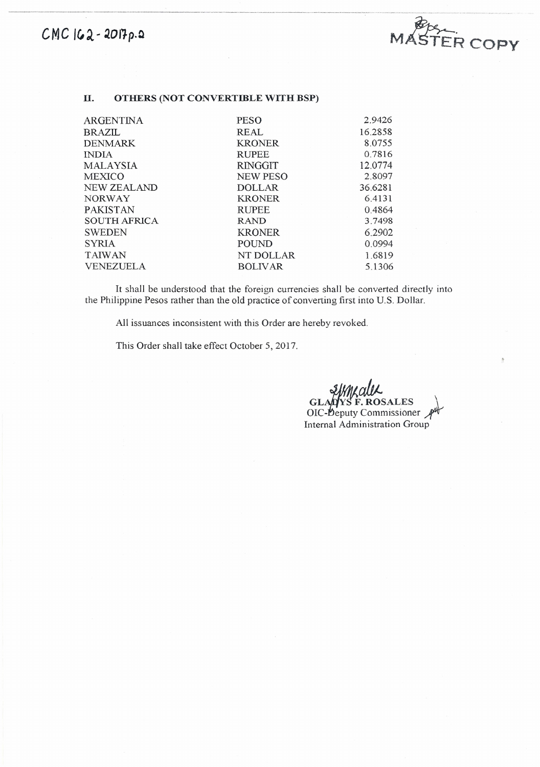CMC 162 - 2017 p.2

MASTER COPY

## II. OTHERS (NOT CONVERTIBLE WITH BSP)

| | | |
|---|---|---|
| ARGENTINA | PESO | 2.9426 |
| BRAZIL | REAL | 16.2858 |
| DENMARK | KRONER | 8.0755 |
| INDIA | RUPEE | 0.7816 |
| MALAYSIA | RINGGIT | 12.0774 |
| MEXICO | NEW PESO | 2.8097 |
| NEW ZEALAND | DOLLAR | 36.6281 |
| NORWAY | KRONER | 6.4131 |
| PAKISTAN | RUPEE | 0.4864 |
| SOUTH AFRICA | RAND | 3.7498 |
| SWEDEN | KRONER | 6.2902 |
| SYRIA | POUND | 0.0994 |
| TAIWAN | NT DOLLAR | 1.6819 |
| VENEZUELA | BOLIVAR | 5.1306 |

It shall be understood that the foreign currencies shall be converted directly into the Philippine Pesos rather than the old practice of converting first into U.S. Dollar.

All issuances inconsistent with this Order are hereby revoked.

This Order shall take effect October 5, 2017.

**GLADYS F. ROSALES**
OIC-Deputy Commissioner
Internal Administration Group